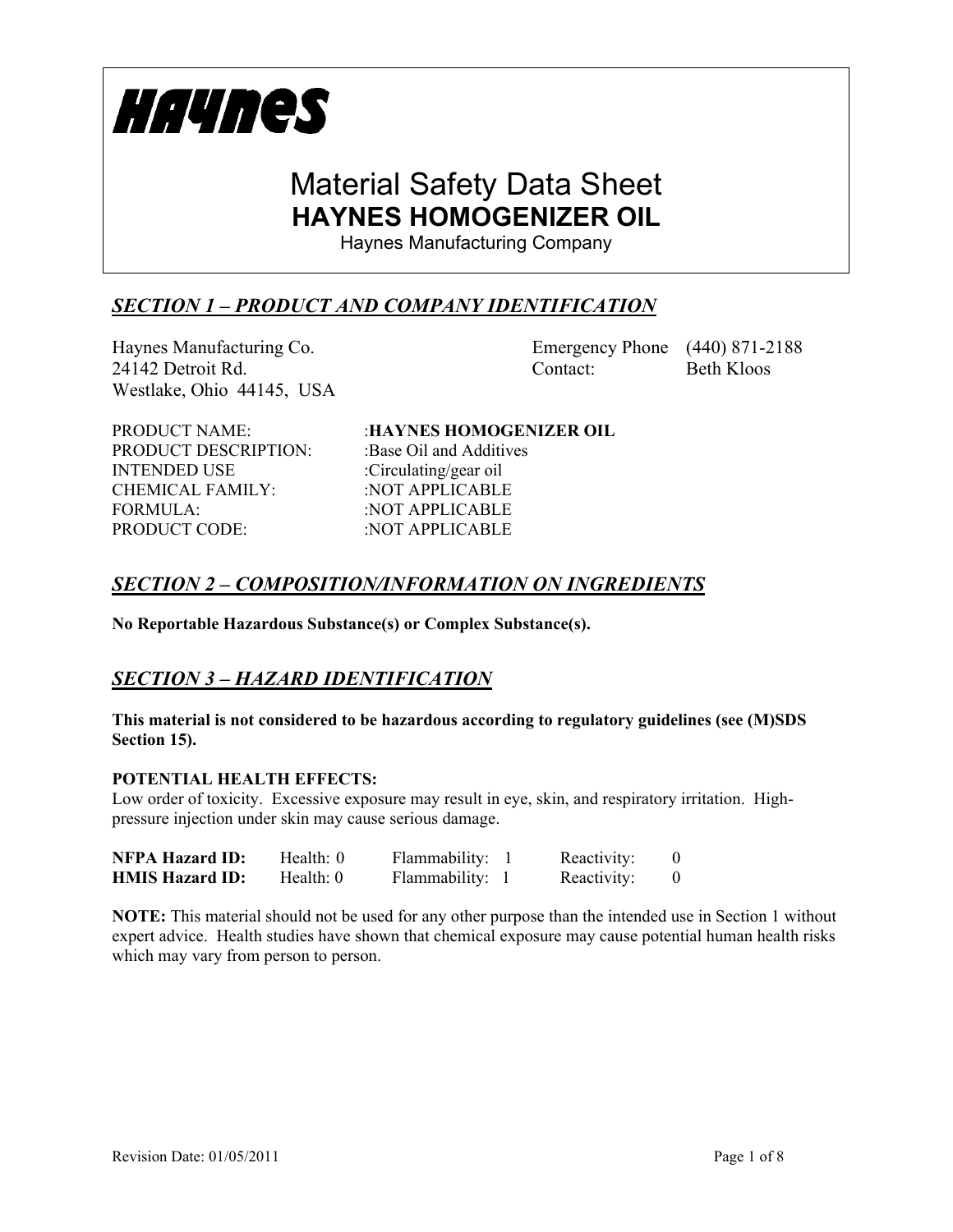**HAYNES**

# Material Safety Data Sheet

## HAYNES HOMOGENIZER OIL

Haynes Manufacturing Company

## *SECTION 1 – PRODUCT AND COMPANY IDENTIFICATION*

Haynes Manufacturing Co.
24142 Detroit Rd.
Westlake, Ohio 44145, USA

Emergency Phone (440) 871-2188
Contact: Beth Kloos

| | |
|---|---|
| PRODUCT NAME: | :**HAYNES HOMOGENIZER OIL** |
| PRODUCT DESCRIPTION: | :Base Oil and Additives |
| INTENDED USE | :Circulating/gear oil |
| CHEMICAL FAMILY: | :NOT APPLICABLE |
| FORMULA: | :NOT APPLICABLE |
| PRODUCT CODE: | :NOT APPLICABLE |

## *SECTION 2 – COMPOSITION/INFORMATION ON INGREDIENTS*

**No Reportable Hazardous Substance(s) or Complex Substance(s).**

## *SECTION 3 – HAZARD IDENTIFICATION*

**This material is not considered to be hazardous according to regulatory guidelines (see (M)SDS Section 15).**

**POTENTIAL HEALTH EFFECTS:**
Low order of toxicity. Excessive exposure may result in eye, skin, and respiratory irritation. High-pressure injection under skin may cause serious damage.

| | | | |
|---|---|---|---|
| **NFPA Hazard ID:** | Health: 0 | Flammability: 1 | Reactivity: 0 |
| **HMIS Hazard ID:** | Health: 0 | Flammability: 1 | Reactivity: 0 |

**NOTE:** This material should not be used for any other purpose than the intended use in Section 1 without expert advice. Health studies have shown that chemical exposure may cause potential human health risks which may vary from person to person.

Revision Date: 01/05/2011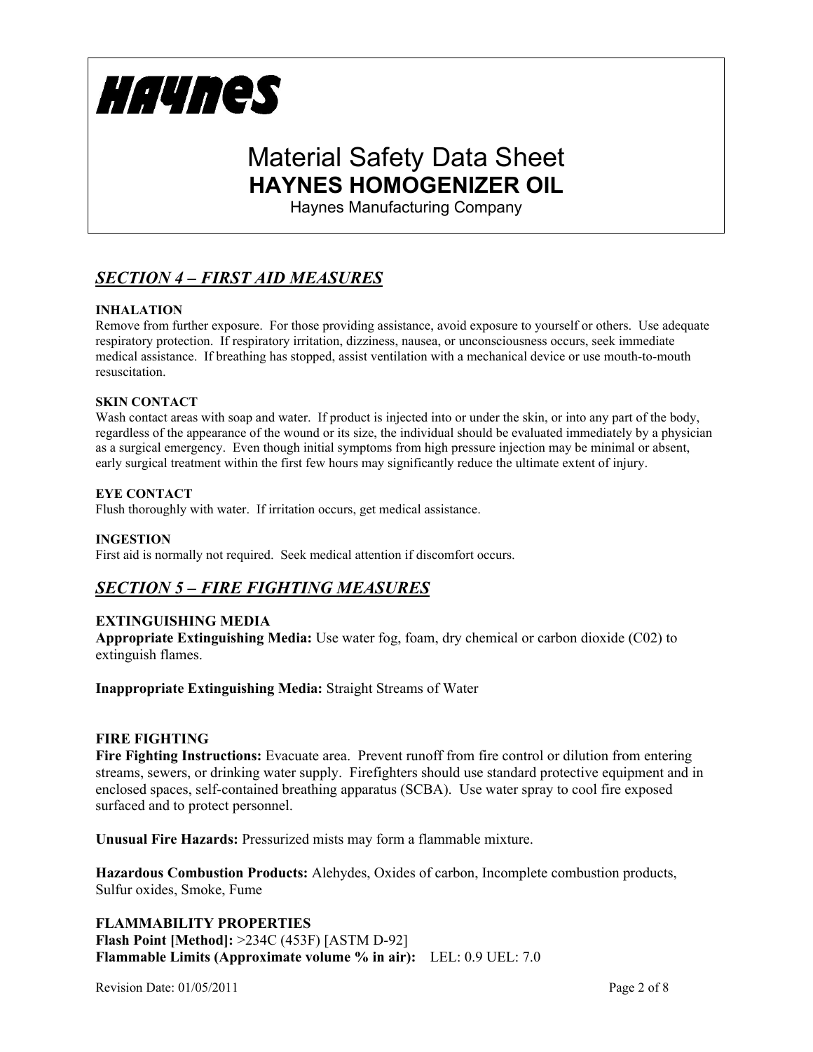# HAYNES

# Material Safety Data Sheet
## HAYNES HOMOGENIZER OIL
Haynes Manufacturing Company

## *SECTION 4 – FIRST AID MEASURES*

**INHALATION**
Remove from further exposure. For those providing assistance, avoid exposure to yourself or others. Use adequate respiratory protection. If respiratory irritation, dizziness, nausea, or unconsciousness occurs, seek immediate medical assistance. If breathing has stopped, assist ventilation with a mechanical device or use mouth-to-mouth resuscitation.

**SKIN CONTACT**
Wash contact areas with soap and water. If product is injected into or under the skin, or into any part of the body, regardless of the appearance of the wound or its size, the individual should be evaluated immediately by a physician as a surgical emergency. Even though initial symptoms from high pressure injection may be minimal or absent, early surgical treatment within the first few hours may significantly reduce the ultimate extent of injury.

**EYE CONTACT**
Flush thoroughly with water. If irritation occurs, get medical assistance.

**INGESTION**
First aid is normally not required. Seek medical attention if discomfort occurs.

## *SECTION 5 – FIRE FIGHTING MEASURES*

**EXTINGUISHING MEDIA**
**Appropriate Extinguishing Media:** Use water fog, foam, dry chemical or carbon dioxide (C02) to extinguish flames.

**Inappropriate Extinguishing Media:** Straight Streams of Water

**FIRE FIGHTING**
**Fire Fighting Instructions:** Evacuate area. Prevent runoff from fire control or dilution from entering streams, sewers, or drinking water supply. Firefighters should use standard protective equipment and in enclosed spaces, self-contained breathing apparatus (SCBA). Use water spray to cool fire exposed surfaced and to protect personnel.

**Unusual Fire Hazards:** Pressurized mists may form a flammable mixture.

**Hazardous Combustion Products:** Alehydes, Oxides of carbon, Incomplete combustion products, Sulfur oxides, Smoke, Fume

**FLAMMABILITY PROPERTIES**
**Flash Point [Method]:** >234C (453F) [ASTM D-92]
**Flammable Limits (Approximate volume % in air):** LEL: 0.9 UEL: 7.0

Revision Date: 01/05/2011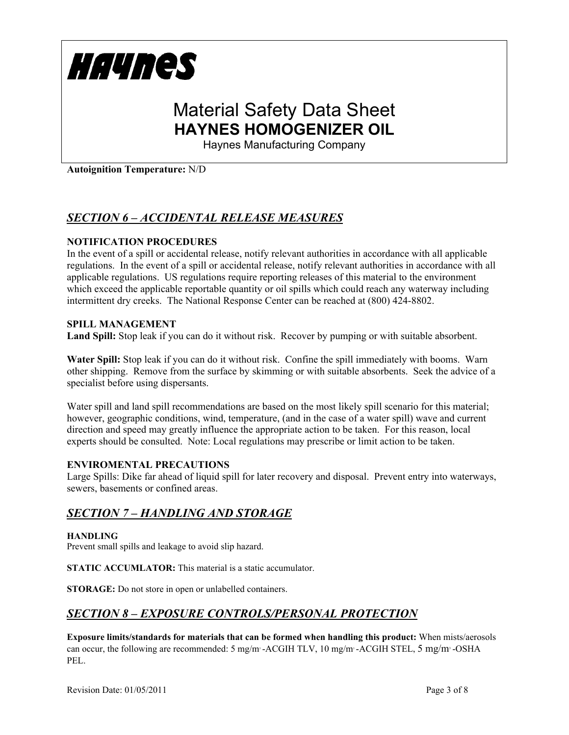**Autoignition Temperature:** N/D

## *SECTION 6 – ACCIDENTAL RELEASE MEASURES*

**NOTIFICATION PROCEDURES**

In the event of a spill or accidental release, notify relevant authorities in accordance with all applicable regulations. In the event of a spill or accidental release, notify relevant authorities in accordance with all applicable regulations. US regulations require reporting releases of this material to the environment which exceed the applicable reportable quantity or oil spills which could reach any waterway including intermittent dry creeks. The National Response Center can be reached at (800) 424-8802.

**SPILL MANAGEMENT**

**Land Spill:** Stop leak if you can do it without risk. Recover by pumping or with suitable absorbent.

**Water Spill:** Stop leak if you can do it without risk. Confine the spill immediately with booms. Warn other shipping. Remove from the surface by skimming or with suitable absorbents. Seek the advice of a specialist before using dispersants.

Water spill and land spill recommendations are based on the most likely spill scenario for this material; however, geographic conditions, wind, temperature, (and in the case of a water spill) wave and current direction and speed may greatly influence the appropriate action to be taken. For this reason, local experts should be consulted. Note: Local regulations may prescribe or limit action to be taken.

**ENVIROMENTAL PRECAUTIONS**

Large Spills: Dike far ahead of liquid spill for later recovery and disposal. Prevent entry into waterways, sewers, basements or confined areas.

## *SECTION 7 – HANDLING AND STORAGE*

**HANDLING**

Prevent small spills and leakage to avoid slip hazard.

**STATIC ACCUMLATOR:** This material is a static accumulator.

**STORAGE:** Do not store in open or unlabelled containers.

## *SECTION 8 – EXPOSURE CONTROLS/PERSONAL PROTECTION*

**Exposure limits/standards for materials that can be formed when handling this product:** When mists/aerosols can occur, the following are recommended: 5 $mg/m^3$ -ACGIH TLV, 10 $mg/m^3$ -ACGIH STEL, 5 $mg/m^3$ -OSHA PEL.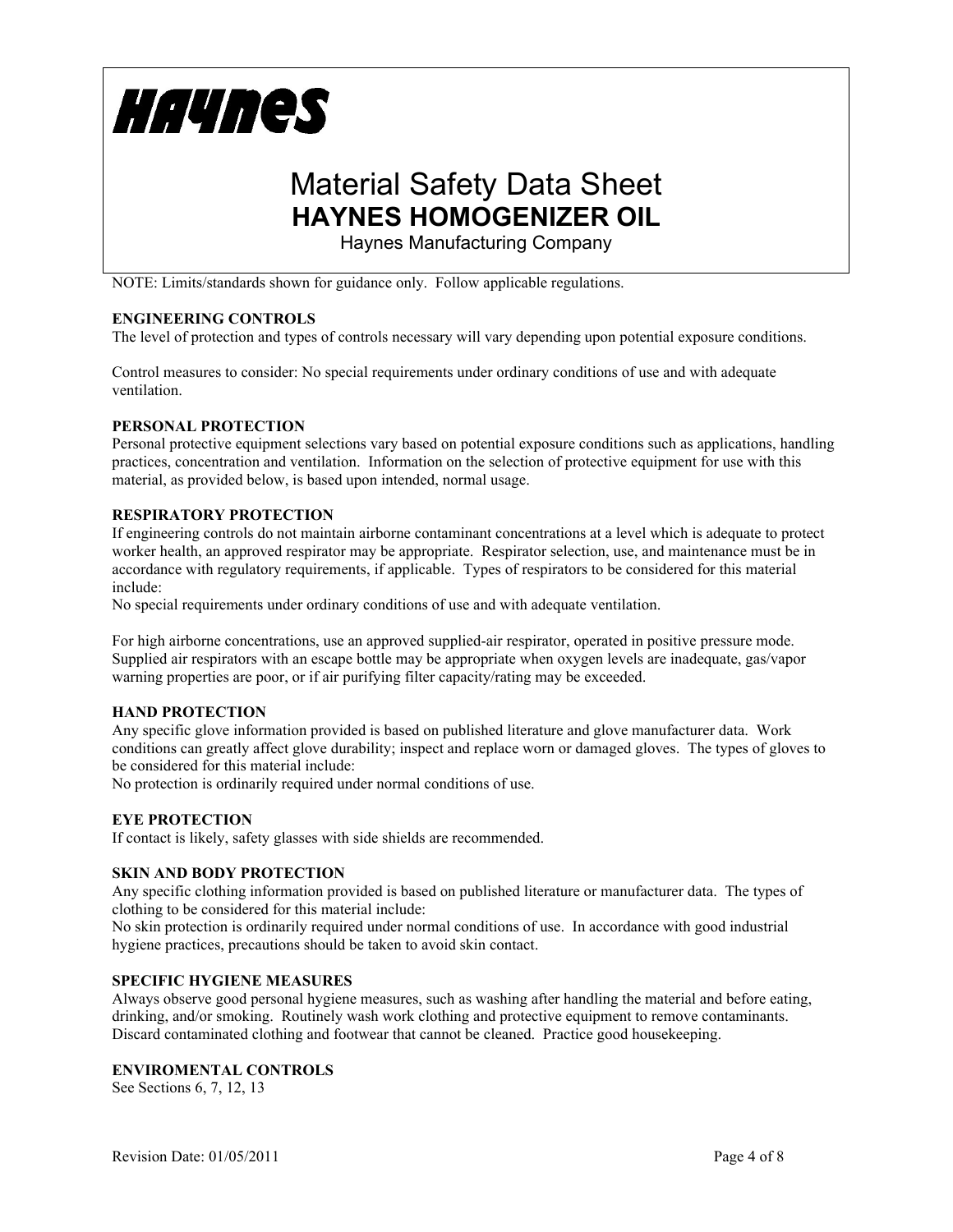NOTE: Limits/standards shown for guidance only. Follow applicable regulations.

**ENGINEERING CONTROLS**
The level of protection and types of controls necessary will vary depending upon potential exposure conditions.

Control measures to consider: No special requirements under ordinary conditions of use and with adequate ventilation.

**PERSONAL PROTECTION**
Personal protective equipment selections vary based on potential exposure conditions such as applications, handling practices, concentration and ventilation. Information on the selection of protective equipment for use with this material, as provided below, is based upon intended, normal usage.

**RESPIRATORY PROTECTION**
If engineering controls do not maintain airborne contaminant concentrations at a level which is adequate to protect worker health, an approved respirator may be appropriate. Respirator selection, use, and maintenance must be in accordance with regulatory requirements, if applicable. Types of respirators to be considered for this material include:
No special requirements under ordinary conditions of use and with adequate ventilation.

For high airborne concentrations, use an approved supplied-air respirator, operated in positive pressure mode. Supplied air respirators with an escape bottle may be appropriate when oxygen levels are inadequate, gas/vapor warning properties are poor, or if air purifying filter capacity/rating may be exceeded.

**HAND PROTECTION**
Any specific glove information provided is based on published literature and glove manufacturer data. Work conditions can greatly affect glove durability; inspect and replace worn or damaged gloves. The types of gloves to be considered for this material include:
No protection is ordinarily required under normal conditions of use.

**EYE PROTECTION**
If contact is likely, safety glasses with side shields are recommended.

**SKIN AND BODY PROTECTION**
Any specific clothing information provided is based on published literature or manufacturer data. The types of clothing to be considered for this material include:
No skin protection is ordinarily required under normal conditions of use. In accordance with good industrial hygiene practices, precautions should be taken to avoid skin contact.

**SPECIFIC HYGIENE MEASURES**
Always observe good personal hygiene measures, such as washing after handling the material and before eating, drinking, and/or smoking. Routinely wash work clothing and protective equipment to remove contaminants. Discard contaminated clothing and footwear that cannot be cleaned. Practice good housekeeping.

**ENVIROMENTAL CONTROLS**
See Sections 6, 7, 12, 13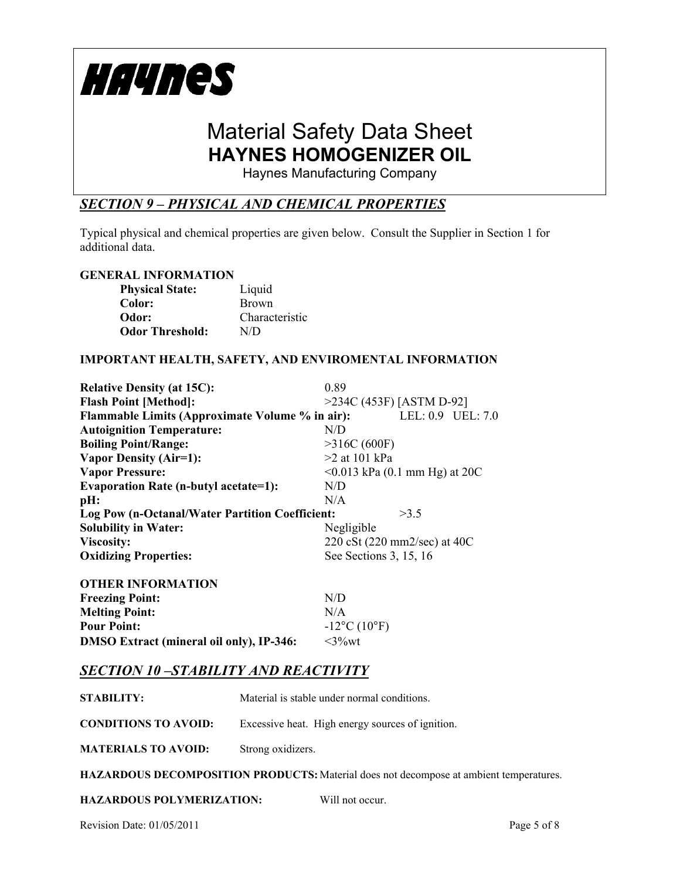# HAYNES

# Material Safety Data Sheet

## HAYNES HOMOGENIZER OIL

Haynes Manufacturing Company

## *SECTION 9 – PHYSICAL AND CHEMICAL PROPERTIES*

Typical physical and chemical properties are given below. Consult the Supplier in Section 1 for additional data.

**GENERAL INFORMATION**

| | |
|---|---|
| **Physical State:** | Liquid |
| **Color:** | Brown |
| **Odor:** | Characteristic |
| **Odor Threshold:** | N/D |

**IMPORTANT HEALTH, SAFETY, AND ENVIROMENTAL INFORMATION**

| | |
|---|---|
| **Relative Density (at 15C):** | 0.89 |
| **Flash Point [Method]:** | >234C (453F) [ASTM D-92] |
| **Flammable Limits (Approximate Volume % in air):** | LEL: 0.9 UEL: 7.0 |
| **Autoignition Temperature:** | N/D |
| **Boiling Point/Range:** | >316C (600F) |
| **Vapor Density (Air=1):** | >2 at 101 kPa |
| **Vapor Pressure:** | <0.013 kPa (0.1 mm Hg) at 20C |
| **Evaporation Rate (n-butyl acetate=1):** | N/D |
| **pH:** | N/A |
| **Log Pow (n-Octanal/Water Partition Coefficient:** | >3.5 |
| **Solubility in Water:** | Negligible |
| **Viscosity:** | 220 cSt (220 mm2/sec) at 40C |
| **Oxidizing Properties:** | See Sections 3, 15, 16 |

**OTHER INFORMATION**

| | |
|---|---|
| **Freezing Point:** | N/D |
| **Melting Point:** | N/A |
| **Pour Point:** | -12°C (10°F) |
| **DMSO Extract (mineral oil only), IP-346:** | <3%wt |

## *SECTION 10 –STABILITY AND REACTIVITY*

**STABILITY:** Material is stable under normal conditions.

**CONDITIONS TO AVOID:** Excessive heat. High energy sources of ignition.

**MATERIALS TO AVOID:** Strong oxidizers.

**HAZARDOUS DECOMPOSITION PRODUCTS:** Material does not decompose at ambient temperatures.

**HAZARDOUS POLYMERIZATION:** Will not occur.

Revision Date: 01/05/2011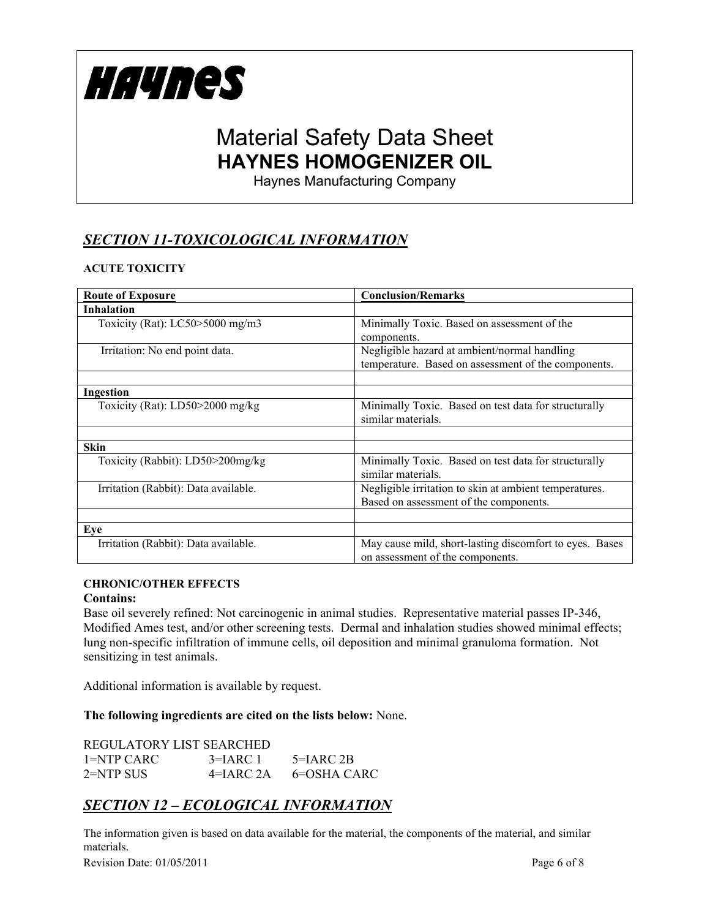HAYNES

# Material Safety Data Sheet

## HAYNES HOMOGENIZER OIL

Haynes Manufacturing Company

## *SECTION 11-TOXICOLOGICAL INFORMATION*

**ACUTE TOXICITY**

| Route of Exposure | Conclusion/Remarks |
|---|---|
| **Inhalation** | |
| Toxicity (Rat): LC50>5000 mg/m3 | Minimally Toxic. Based on assessment of the components. |
| Irritation: No end point data. | Negligible hazard at ambient/normal handling temperature. Based on assessment of the components. |
| | |
| **Ingestion** | |
| Toxicity (Rat): LD50>2000 mg/kg | Minimally Toxic. Based on test data for structurally similar materials. |
| | |
| **Skin** | |
| Toxicity (Rabbit): LD50>200mg/kg | Minimally Toxic. Based on test data for structurally similar materials. |
| Irritation (Rabbit): Data available. | Negligible irritation to skin at ambient temperatures. Based on assessment of the components. |
| | |
| **Eye** | |
| Irritation (Rabbit): Data available. | May cause mild, short-lasting discomfort to eyes. Bases on assessment of the components. |

**CHRONIC/OTHER EFFECTS**

**Contains:**

Base oil severely refined: Not carcinogenic in animal studies. Representative material passes IP-346, Modified Ames test, and/or other screening tests. Dermal and inhalation studies showed minimal effects; lung non-specific infiltration of immune cells, oil deposition and minimal granuloma formation. Not sensitizing in test animals.

Additional information is available by request.

**The following ingredients are cited on the lists below:** None.

REGULATORY LIST SEARCHED

| | | |
|---|---|---|
| 1=NTP CARC | 3=IARC 1 | 5=IARC 2B |
| 2=NTP SUS | 4=IARC 2A | 6=OSHA CARC |

## *SECTION 12 – ECOLOGICAL INFORMATION*

The information given is based on data available for the material, the components of the material, and similar materials.

Revision Date: 01/05/2011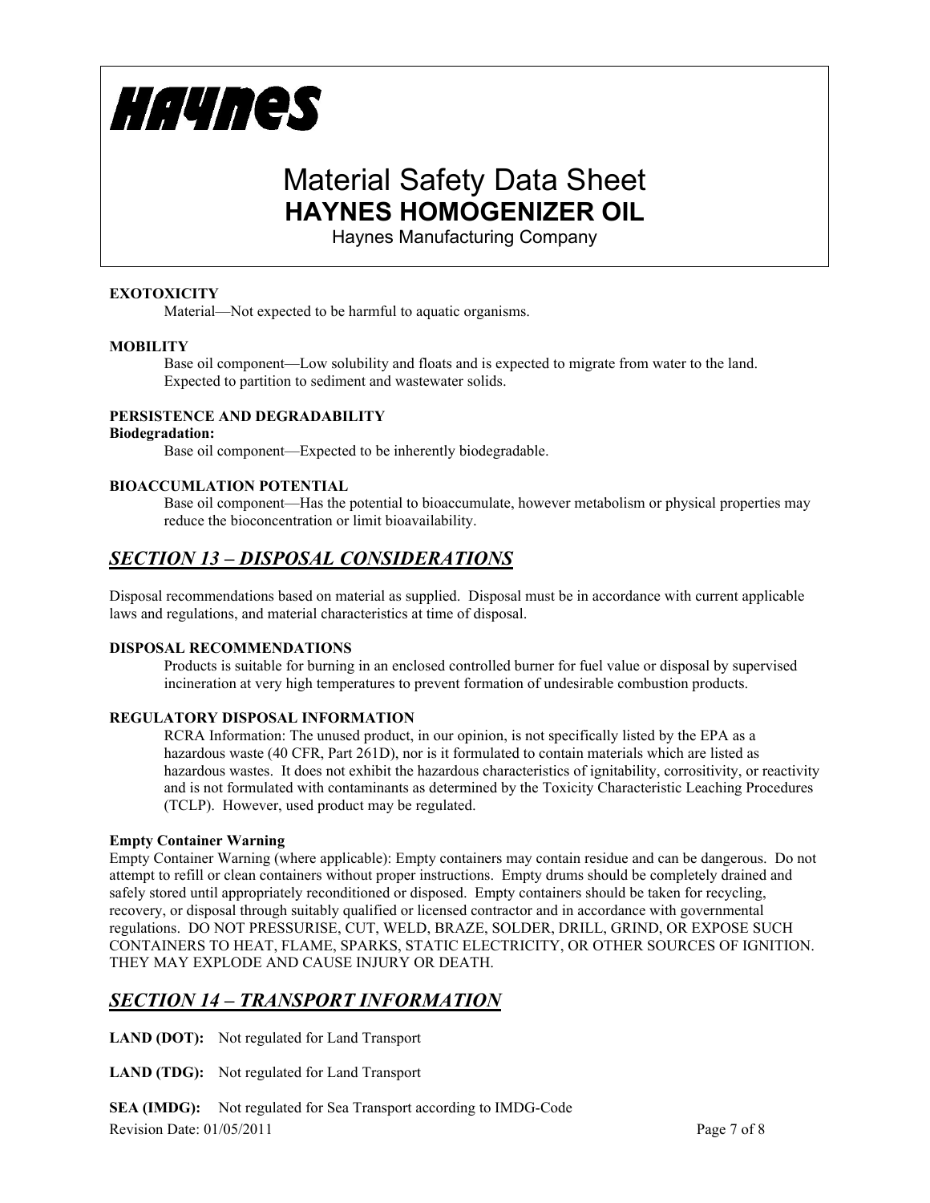**EXOTOXICITY**

Material—Not expected to be harmful to aquatic organisms.

**MOBILITY**

Base oil component—Low solubility and floats and is expected to migrate from water to the land. Expected to partition to sediment and wastewater solids.

**PERSISTENCE AND DEGRADABILITY**

**Biodegradation:**

Base oil component—Expected to be inherently biodegradable.

**BIOACCUMLATION POTENTIAL**

Base oil component—Has the potential to bioaccumulate, however metabolism or physical properties may reduce the bioconcentration or limit bioavailability.

## *SECTION 13 – DISPOSAL CONSIDERATIONS*

Disposal recommendations based on material as supplied. Disposal must be in accordance with current applicable laws and regulations, and material characteristics at time of disposal.

**DISPOSAL RECOMMENDATIONS**

Products is suitable for burning in an enclosed controlled burner for fuel value or disposal by supervised incineration at very high temperatures to prevent formation of undesirable combustion products.

**REGULATORY DISPOSAL INFORMATION**

RCRA Information: The unused product, in our opinion, is not specifically listed by the EPA as a hazardous waste (40 CFR, Part 261D), nor is it formulated to contain materials which are listed as hazardous wastes. It does not exhibit the hazardous characteristics of ignitability, corrositivity, or reactivity and is not formulated with contaminants as determined by the Toxicity Characteristic Leaching Procedures (TCLP). However, used product may be regulated.

**Empty Container Warning**

Empty Container Warning (where applicable): Empty containers may contain residue and can be dangerous. Do not attempt to refill or clean containers without proper instructions. Empty drums should be completely drained and safely stored until appropriately reconditioned or disposed. Empty containers should be taken for recycling, recovery, or disposal through suitably qualified or licensed contractor and in accordance with governmental regulations. DO NOT PRESSURISE, CUT, WELD, BRAZE, SOLDER, DRILL, GRIND, OR EXPOSE SUCH CONTAINERS TO HEAT, FLAME, SPARKS, STATIC ELECTRICITY, OR OTHER SOURCES OF IGNITION. THEY MAY EXPLODE AND CAUSE INJURY OR DEATH.

## *SECTION 14 – TRANSPORT INFORMATION*

**LAND (DOT):** Not regulated for Land Transport

**LAND (TDG):** Not regulated for Land Transport

**SEA (IMDG):** Not regulated for Sea Transport according to IMDG-Code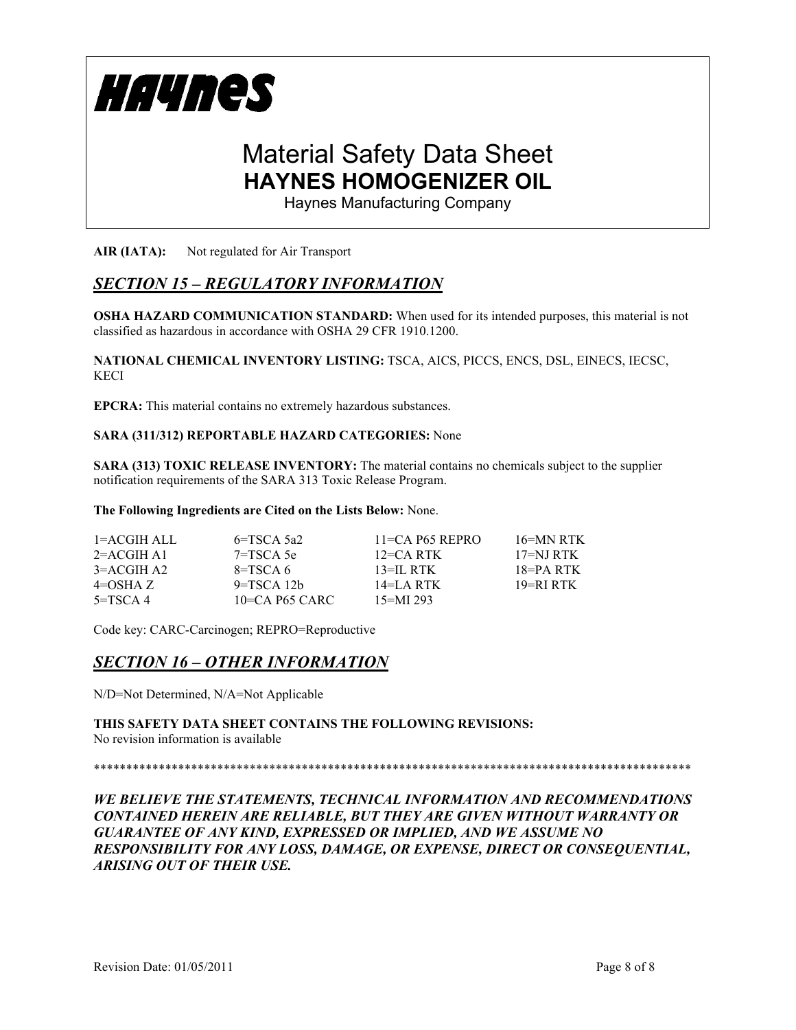**AIR (IATA):** Not regulated for Air Transport

## *SECTION 15 – REGULATORY INFORMATION*

**OSHA HAZARD COMMUNICATION STANDARD:** When used for its intended purposes, this material is not classified as hazardous in accordance with OSHA 29 CFR 1910.1200.

**NATIONAL CHEMICAL INVENTORY LISTING:** TSCA, AICS, PICCS, ENCS, DSL, EINECS, IECSC, KECI

**EPCRA:** This material contains no extremely hazardous substances.

**SARA (311/312) REPORTABLE HAZARD CATEGORIES:** None

**SARA (313) TOXIC RELEASE INVENTORY:** The material contains no chemicals subject to the supplier notification requirements of the SARA 313 Toxic Release Program.

**The Following Ingredients are Cited on the Lists Below:** None.

| | | | |
|---|---|---|---|
| 1=ACGIH ALL | 6=TSCA 5a2 | 11=CA P65 REPRO | 16=MN RTK |
| 2=ACGIH A1 | 7=TSCA 5e | 12=CA RTK | 17=NJ RTK |
| 3=ACGIH A2 | 8=TSCA 6 | 13=IL RTK | 18=PA RTK |
| 4=OSHA Z | 9=TSCA 12b | 14=LA RTK | 19=RI RTK |
| 5=TSCA 4 | 10=CA P65 CARC | 15=MI 293 | |

Code key: CARC-Carcinogen; REPRO=Reproductive

## *SECTION 16 – OTHER INFORMATION*

N/D=Not Determined, N/A=Not Applicable

**THIS SAFETY DATA SHEET CONTAINS THE FOLLOWING REVISIONS:**
No revision information is available

**************************************************************************************************

***WE BELIEVE THE STATEMENTS, TECHNICAL INFORMATION AND RECOMMENDATIONS CONTAINED HEREIN ARE RELIABLE, BUT THEY ARE GIVEN WITHOUT WARRANTY OR GUARANTEE OF ANY KIND, EXPRESSED OR IMPLIED, AND WE ASSUME NO RESPONSIBILITY FOR ANY LOSS, DAMAGE, OR EXPENSE, DIRECT OR CONSEQUENTIAL, ARISING OUT OF THEIR USE.***

Revision Date: 01/05/2011